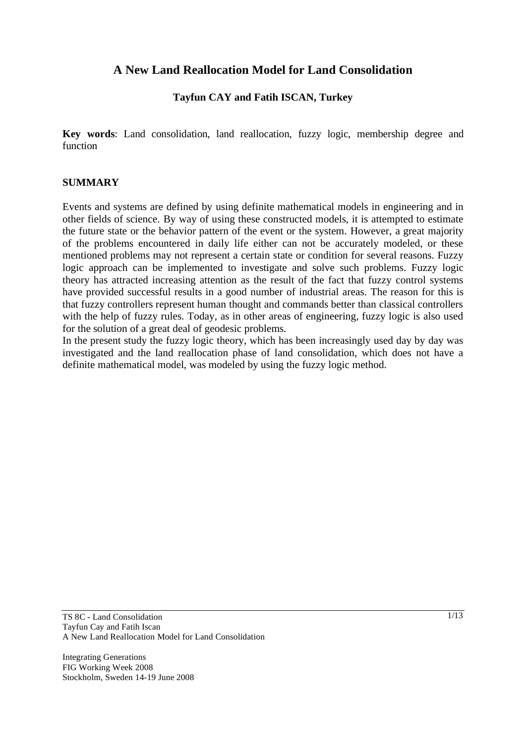# A New Land Reallocation Model for Land Consolidation

**Tayfun CAY and Fatih ISCAN, Turkey**

**Key words**: Land consolidation, land reallocation, fuzzy logic, membership degree and function

## SUMMARY

Events and systems are defined by using definite mathematical models in engineering and in other fields of science. By way of using these constructed models, it is attempted to estimate the future state or the behavior pattern of the event or the system. However, a great majority of the problems encountered in daily life either can not be accurately modeled, or these mentioned problems may not represent a certain state or condition for several reasons. Fuzzy logic approach can be implemented to investigate and solve such problems. Fuzzy logic theory has attracted increasing attention as the result of the fact that fuzzy control systems have provided successful results in a good number of industrial areas. The reason for this is that fuzzy controllers represent human thought and commands better than classical controllers with the help of fuzzy rules. Today, as in other areas of engineering, fuzzy logic is also used for the solution of a great deal of geodesic problems.

In the present study the fuzzy logic theory, which has been increasingly used day by day was investigated and the land reallocation phase of land consolidation, which does not have a definite mathematical model, was modeled by using the fuzzy logic method.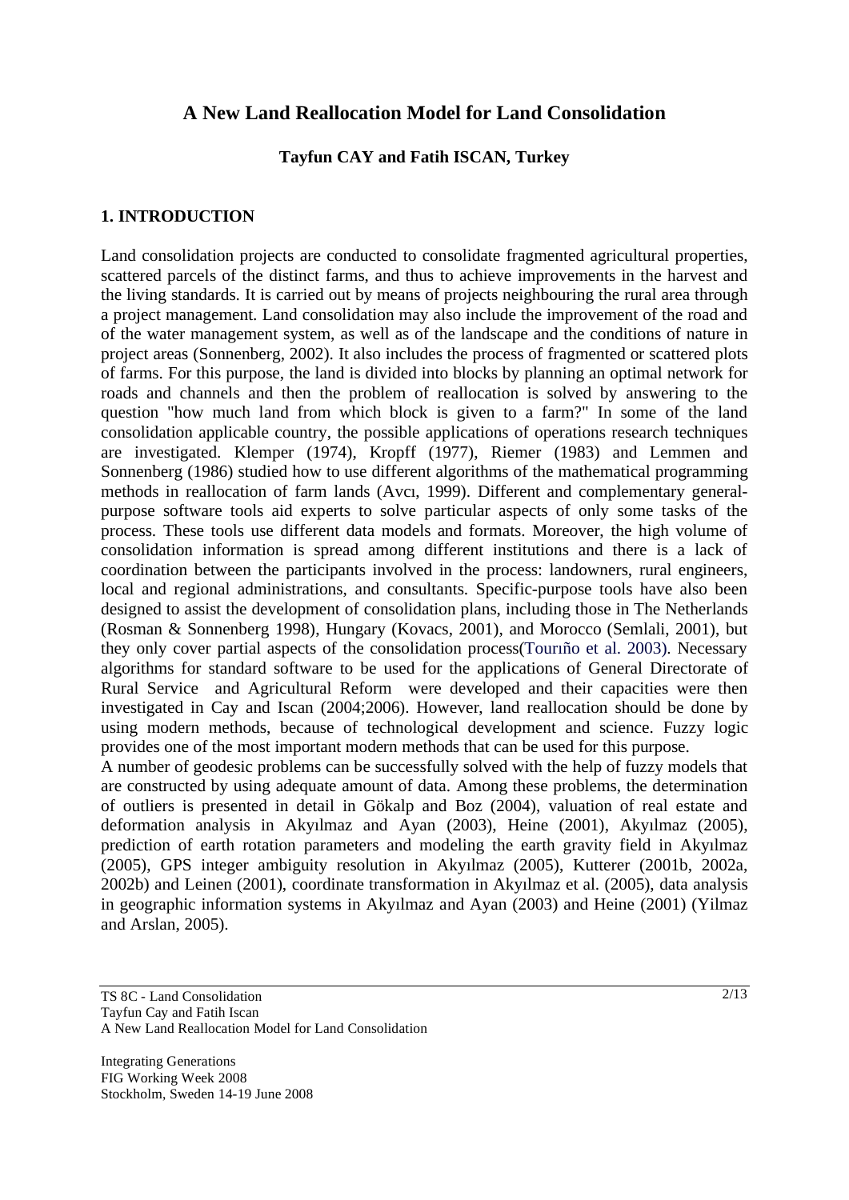# A New Land Reallocation Model for Land Consolidation

**Tayfun CAY and Fatih ISCAN, Turkey**

## 1. INTRODUCTION

Land consolidation projects are conducted to consolidate fragmented agricultural properties, scattered parcels of the distinct farms, and thus to achieve improvements in the harvest and the living standards. It is carried out by means of projects neighbouring the rural area through a project management. Land consolidation may also include the improvement of the road and of the water management system, as well as of the landscape and the conditions of nature in project areas (Sonnenberg, 2002). It also includes the process of fragmented or scattered plots of farms. For this purpose, the land is divided into blocks by planning an optimal network for roads and channels and then the problem of reallocation is solved by answering to the question "how much land from which block is given to a farm?" In some of the land consolidation applicable country, the possible applications of operations research techniques are investigated. Klemper (1974), Kropff (1977), Riemer (1983) and Lemmen and Sonnenberg (1986) studied how to use different algorithms of the mathematical programming methods in reallocation of farm lands (Avcı, 1999). Different and complementary general-purpose software tools aid experts to solve particular aspects of only some tasks of the process. These tools use different data models and formats. Moreover, the high volume of consolidation information is spread among different institutions and there is a lack of coordination between the participants involved in the process: landowners, rural engineers, local and regional administrations, and consultants. Specific-purpose tools have also been designed to assist the development of consolidation plans, including those in The Netherlands (Rosman & Sonnenberg 1998), Hungary (Kovacs, 2001), and Morocco (Semlali, 2001), but they only cover partial aspects of the consolidation process(Tourıño et al. 2003). Necessary algorithms for standard software to be used for the applications of General Directorate of Rural Service and Agricultural Reform were developed and their capacities were then investigated in Cay and Iscan (2004;2006). However, land reallocation should be done by using modern methods, because of technological development and science. Fuzzy logic provides one of the most important modern methods that can be used for this purpose.

A number of geodesic problems can be successfully solved with the help of fuzzy models that are constructed by using adequate amount of data. Among these problems, the determination of outliers is presented in detail in Gökalp and Boz (2004), valuation of real estate and deformation analysis in Akyılmaz and Ayan (2003), Heine (2001), Akyılmaz (2005), prediction of earth rotation parameters and modeling the earth gravity field in Akyılmaz (2005), GPS integer ambiguity resolution in Akyılmaz (2005), Kutterer (2001b, 2002a, 2002b) and Leinen (2001), coordinate transformation in Akyılmaz et al. (2005), data analysis in geographic information systems in Akyılmaz and Ayan (2003) and Heine (2001) (Yilmaz and Arslan, 2005).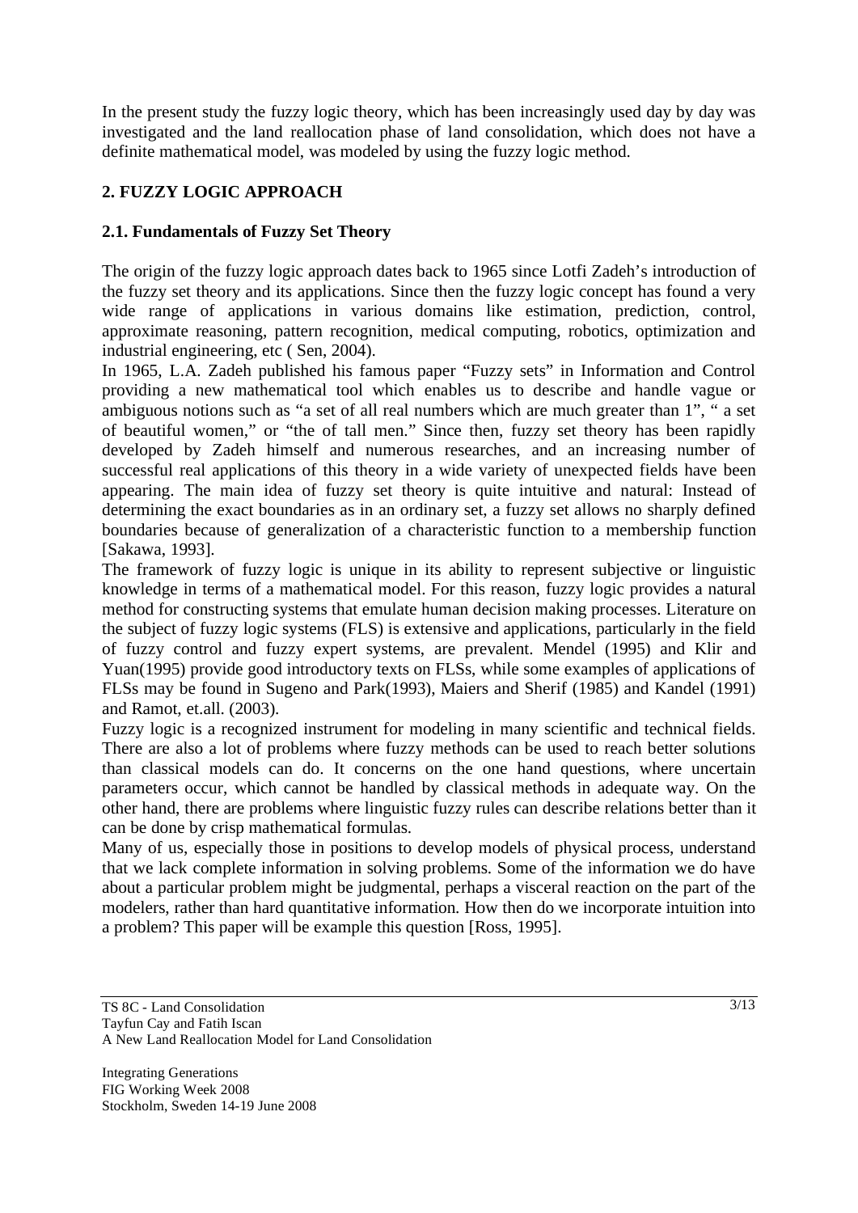In the present study the fuzzy logic theory, which has been increasingly used day by day was investigated and the land reallocation phase of land consolidation, which does not have a definite mathematical model, was modeled by using the fuzzy logic method.

## 2. FUZZY LOGIC APPROACH

### 2.1. Fundamentals of Fuzzy Set Theory

The origin of the fuzzy logic approach dates back to 1965 since Lotfi Zadeh's introduction of the fuzzy set theory and its applications. Since then the fuzzy logic concept has found a very wide range of applications in various domains like estimation, prediction, control, approximate reasoning, pattern recognition, medical computing, robotics, optimization and industrial engineering, etc ( Sen, 2004).

In 1965, L.A. Zadeh published his famous paper "Fuzzy sets" in Information and Control providing a new mathematical tool which enables us to describe and handle vague or ambiguous notions such as "a set of all real numbers which are much greater than 1", " a set of beautiful women," or "the of tall men." Since then, fuzzy set theory has been rapidly developed by Zadeh himself and numerous researches, and an increasing number of successful real applications of this theory in a wide variety of unexpected fields have been appearing. The main idea of fuzzy set theory is quite intuitive and natural: Instead of determining the exact boundaries as in an ordinary set, a fuzzy set allows no sharply defined boundaries because of generalization of a characteristic function to a membership function [Sakawa, 1993].

The framework of fuzzy logic is unique in its ability to represent subjective or linguistic knowledge in terms of a mathematical model. For this reason, fuzzy logic provides a natural method for constructing systems that emulate human decision making processes. Literature on the subject of fuzzy logic systems (FLS) is extensive and applications, particularly in the field of fuzzy control and fuzzy expert systems, are prevalent. Mendel (1995) and Klir and Yuan(1995) provide good introductory texts on FLSs, while some examples of applications of FLSs may be found in Sugeno and Park(1993), Maiers and Sherif (1985) and Kandel (1991) and Ramot, et.all. (2003).

Fuzzy logic is a recognized instrument for modeling in many scientific and technical fields. There are also a lot of problems where fuzzy methods can be used to reach better solutions than classical models can do. It concerns on the one hand questions, where uncertain parameters occur, which cannot be handled by classical methods in adequate way. On the other hand, there are problems where linguistic fuzzy rules can describe relations better than it can be done by crisp mathematical formulas.

Many of us, especially those in positions to develop models of physical process, understand that we lack complete information in solving problems. Some of the information we do have about a particular problem might be judgmental, perhaps a visceral reaction on the part of the modelers, rather than hard quantitative information. How then do we incorporate intuition into a problem? This paper will be example this question [Ross, 1995].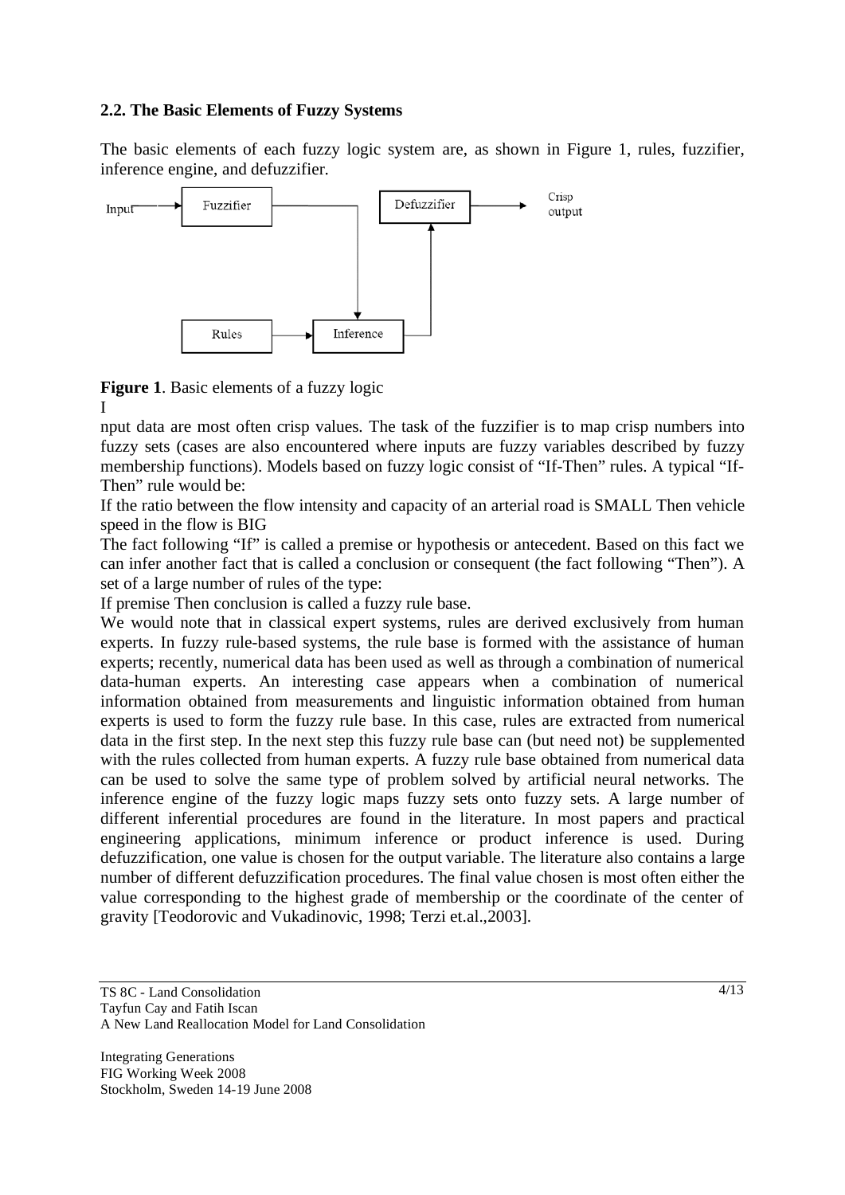## 2.2. The Basic Elements of Fuzzy Systems

The basic elements of each fuzzy logic system are, as shown in Figure 1, rules, fuzzifier, inference engine, and defuzzifier.

Input

Fuzzifier

Defuzzifier

Crisp output

Rules

Inference

**Figure 1**. Basic elements of a fuzzy logic

Input data are most often crisp values. The task of the fuzzifier is to map crisp numbers into fuzzy sets (cases are also encountered where inputs are fuzzy variables described by fuzzy membership functions). Models based on fuzzy logic consist of "If-Then" rules. A typical "If-Then" rule would be:

If the ratio between the flow intensity and capacity of an arterial road is SMALL Then vehicle speed in the flow is BIG

The fact following "If" is called a premise or hypothesis or antecedent. Based on this fact we can infer another fact that is called a conclusion or consequent (the fact following "Then"). A set of a large number of rules of the type:

If premise Then conclusion is called a fuzzy rule base.

We would note that in classical expert systems, rules are derived exclusively from human experts. In fuzzy rule-based systems, the rule base is formed with the assistance of human experts; recently, numerical data has been used as well as through a combination of numerical data-human experts. An interesting case appears when a combination of numerical information obtained from measurements and linguistic information obtained from human experts is used to form the fuzzy rule base. In this case, rules are extracted from numerical data in the first step. In the next step this fuzzy rule base can (but need not) be supplemented with the rules collected from human experts. A fuzzy rule base obtained from numerical data can be used to solve the same type of problem solved by artificial neural networks. The inference engine of the fuzzy logic maps fuzzy sets onto fuzzy sets. A large number of different inferential procedures are found in the literature. In most papers and practical engineering applications, minimum inference or product inference is used. During defuzzification, one value is chosen for the output variable. The literature also contains a large number of different defuzzification procedures. The final value chosen is most often either the value corresponding to the highest grade of membership or the coordinate of the center of gravity [Teodorovic and Vukadinovic, 1998; Terzi et.al.,2003].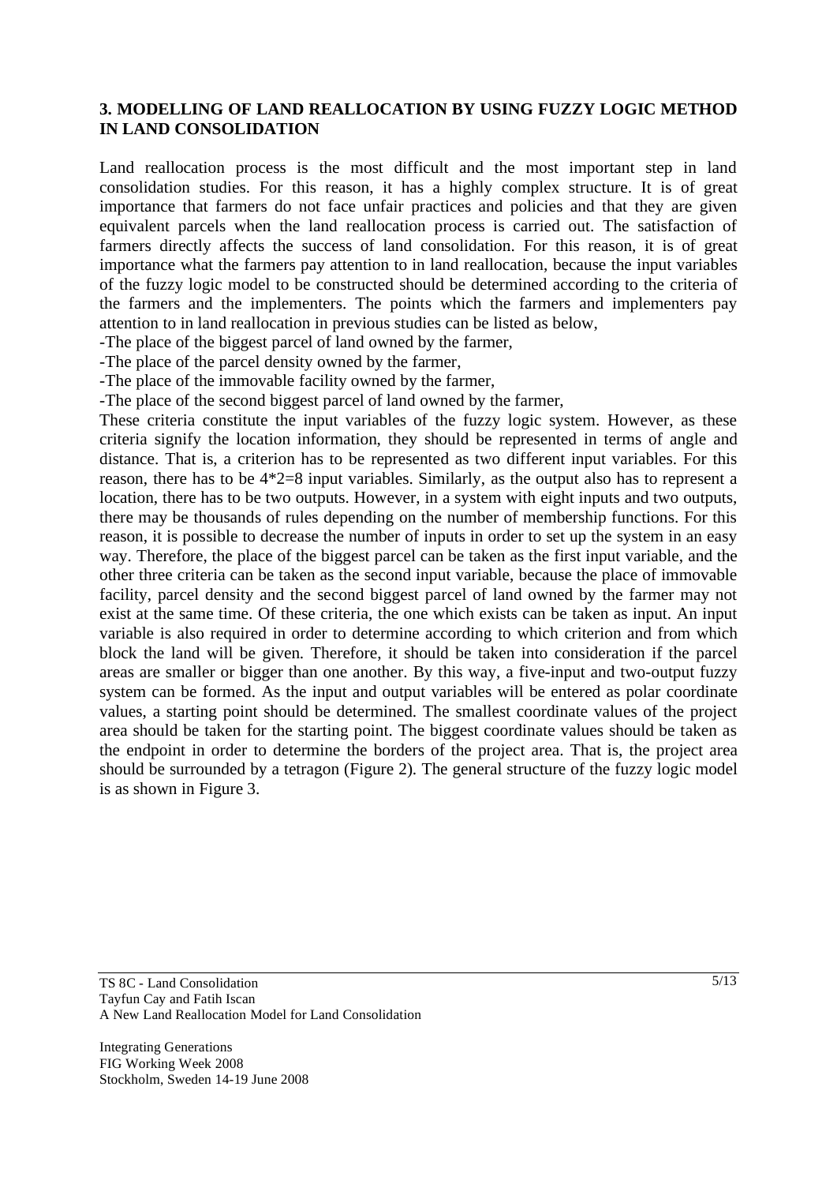## 3. MODELLING OF LAND REALLOCATION BY USING FUZZY LOGIC METHOD IN LAND CONSOLIDATION

Land reallocation process is the most difficult and the most important step in land consolidation studies. For this reason, it has a highly complex structure. It is of great importance that farmers do not face unfair practices and policies and that they are given equivalent parcels when the land reallocation process is carried out. The satisfaction of farmers directly affects the success of land consolidation. For this reason, it is of great importance what the farmers pay attention to in land reallocation, because the input variables of the fuzzy logic model to be constructed should be determined according to the criteria of the farmers and the implementers. The points which the farmers and implementers pay attention to in land reallocation in previous studies can be listed as below,

- The place of the biggest parcel of land owned by the farmer,
- The place of the parcel density owned by the farmer,
- The place of the immovable facility owned by the farmer,
- The place of the second biggest parcel of land owned by the farmer,

These criteria constitute the input variables of the fuzzy logic system. However, as these criteria signify the location information, they should be represented in terms of angle and distance. That is, a criterion has to be represented as two different input variables. For this reason, there has to be $4*2=8$ input variables. Similarly, as the output also has to represent a location, there has to be two outputs. However, in a system with eight inputs and two outputs, there may be thousands of rules depending on the number of membership functions. For this reason, it is possible to decrease the number of inputs in order to set up the system in an easy way. Therefore, the place of the biggest parcel can be taken as the first input variable, and the other three criteria can be taken as the second input variable, because the place of immovable facility, parcel density and the second biggest parcel of land owned by the farmer may not exist at the same time. Of these criteria, the one which exists can be taken as input. An input variable is also required in order to determine according to which criterion and from which block the land will be given. Therefore, it should be taken into consideration if the parcel areas are smaller or bigger than one another. By this way, a five-input and two-output fuzzy system can be formed. As the input and output variables will be entered as polar coordinate values, a starting point should be determined. The smallest coordinate values of the project area should be taken for the starting point. The biggest coordinate values should be taken as the endpoint in order to determine the borders of the project area. That is, the project area should be surrounded by a tetragon (Figure 2). The general structure of the fuzzy logic model is as shown in Figure 3.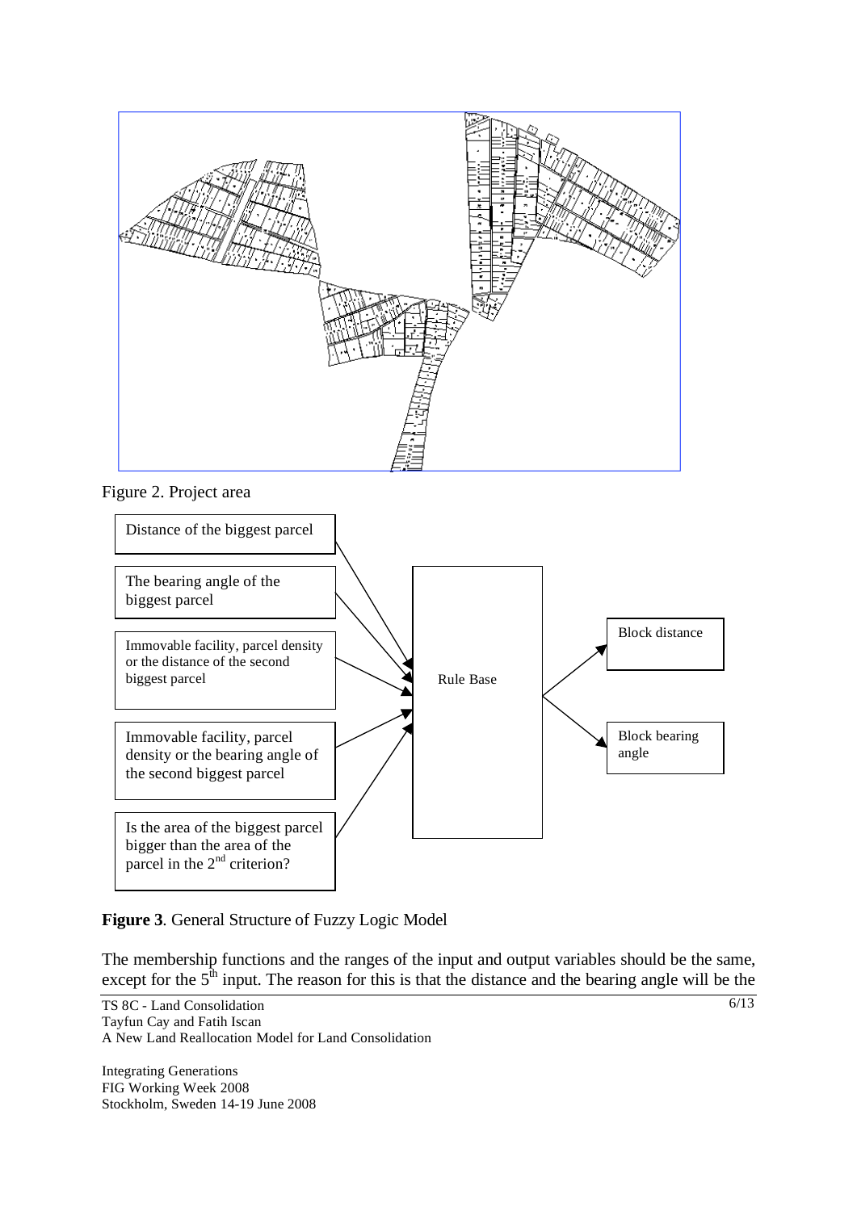Figure 2. Project area

Distance of the biggest parcel

The bearing angle of the biggest parcel

Immovable facility, parcel density or the distance of the second biggest parcel

Immovable facility, parcel density or the bearing angle of the second biggest parcel

Is the area of the biggest parcel bigger than the area of the parcel in the 2nd criterion?

Rule Base

Block distance

Block bearing angle

**Figure 3**. General Structure of Fuzzy Logic Model

The membership functions and the ranges of the input and output variables should be the same, except for the 5th input. The reason for this is that the distance and the bearing angle will be the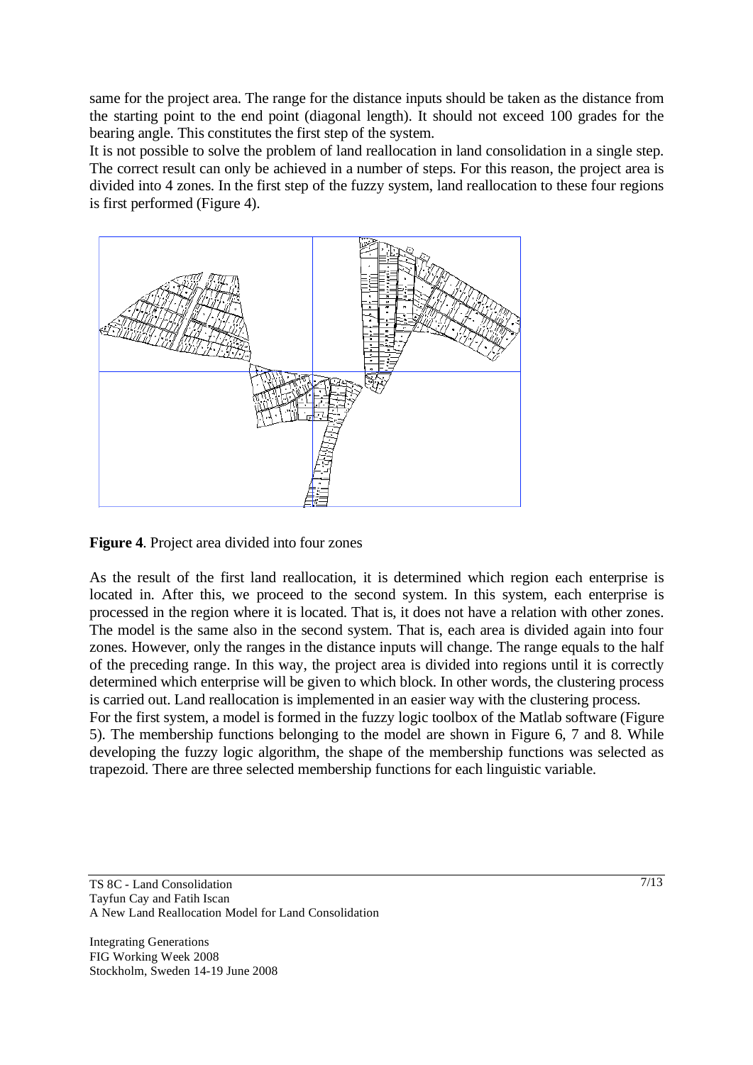same for the project area. The range for the distance inputs should be taken as the distance from the starting point to the end point (diagonal length). It should not exceed 100 grades for the bearing angle. This constitutes the first step of the system.

It is not possible to solve the problem of land reallocation in land consolidation in a single step. The correct result can only be achieved in a number of steps. For this reason, the project area is divided into 4 zones. In the first step of the fuzzy system, land reallocation to these four regions is first performed (Figure 4).

**Figure 4**. Project area divided into four zones

As the result of the first land reallocation, it is determined which region each enterprise is located in. After this, we proceed to the second system. In this system, each enterprise is processed in the region where it is located. That is, it does not have a relation with other zones. The model is the same also in the second system. That is, each area is divided again into four zones. However, only the ranges in the distance inputs will change. The range equals to the half of the preceding range. In this way, the project area is divided into regions until it is correctly determined which enterprise will be given to which block. In other words, the clustering process is carried out. Land reallocation is implemented in an easier way with the clustering process.

For the first system, a model is formed in the fuzzy logic toolbox of the Matlab software (Figure 5). The membership functions belonging to the model are shown in Figure 6, 7 and 8. While developing the fuzzy logic algorithm, the shape of the membership functions was selected as trapezoid. There are three selected membership functions for each linguistic variable.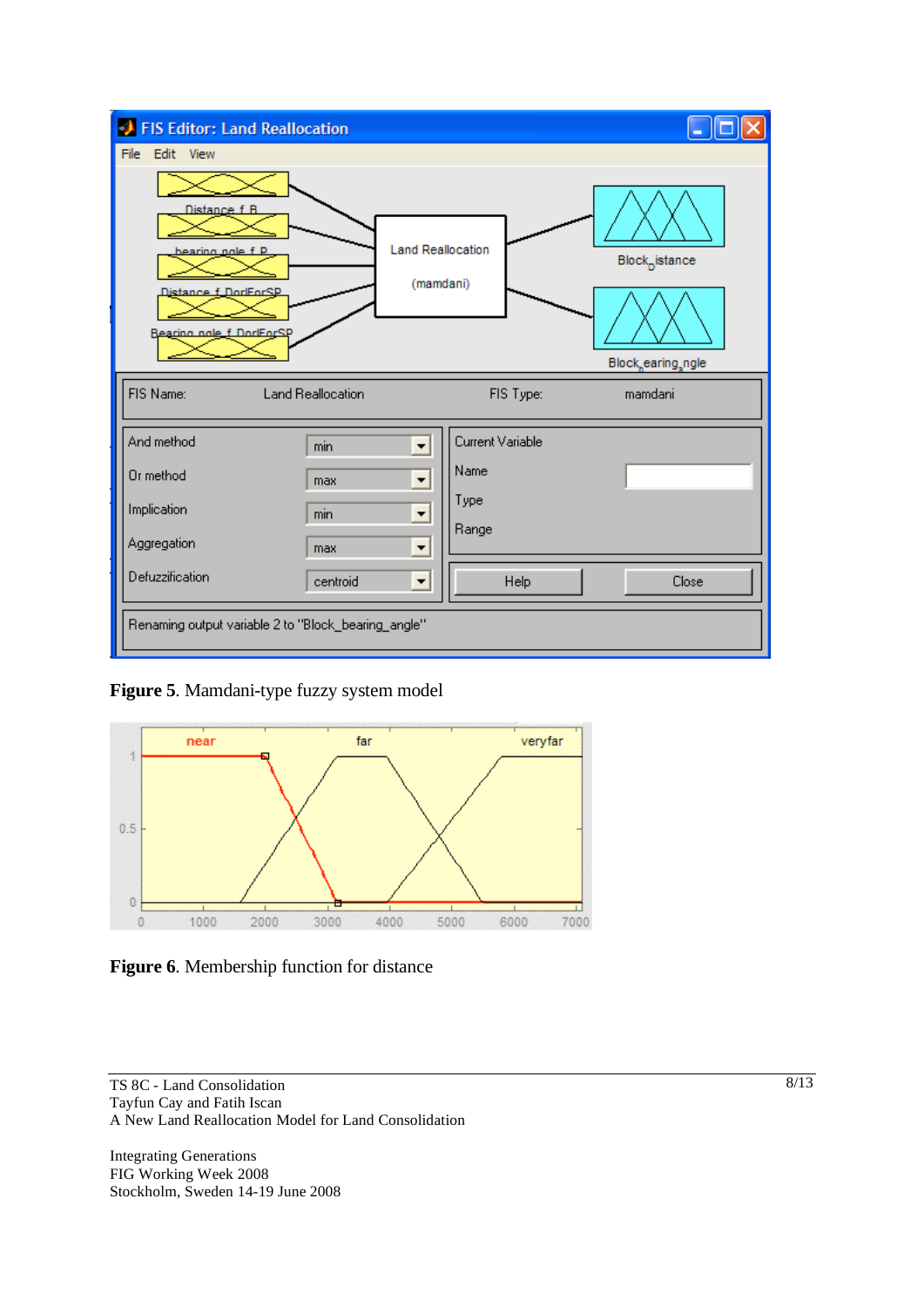**Figure 5**. Mamdani-type fuzzy system model

**Figure 6**. Membership function for distance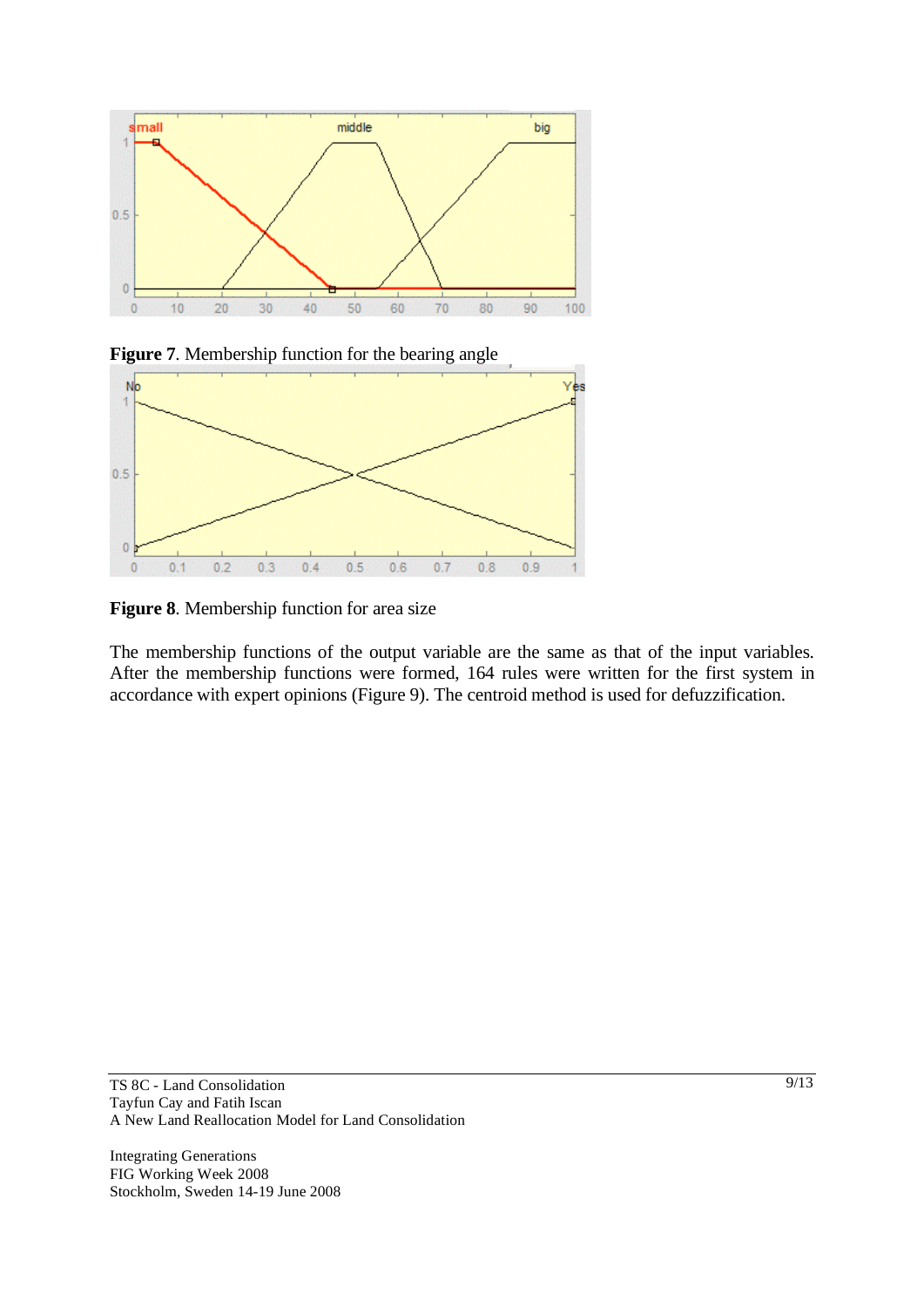**Figure 7**. Membership function for the bearing angle

**Figure 8**. Membership function for area size

The membership functions of the output variable are the same as that of the input variables. After the membership functions were formed, 164 rules were written for the first system in accordance with expert opinions (Figure 9). The centroid method is used for defuzzification.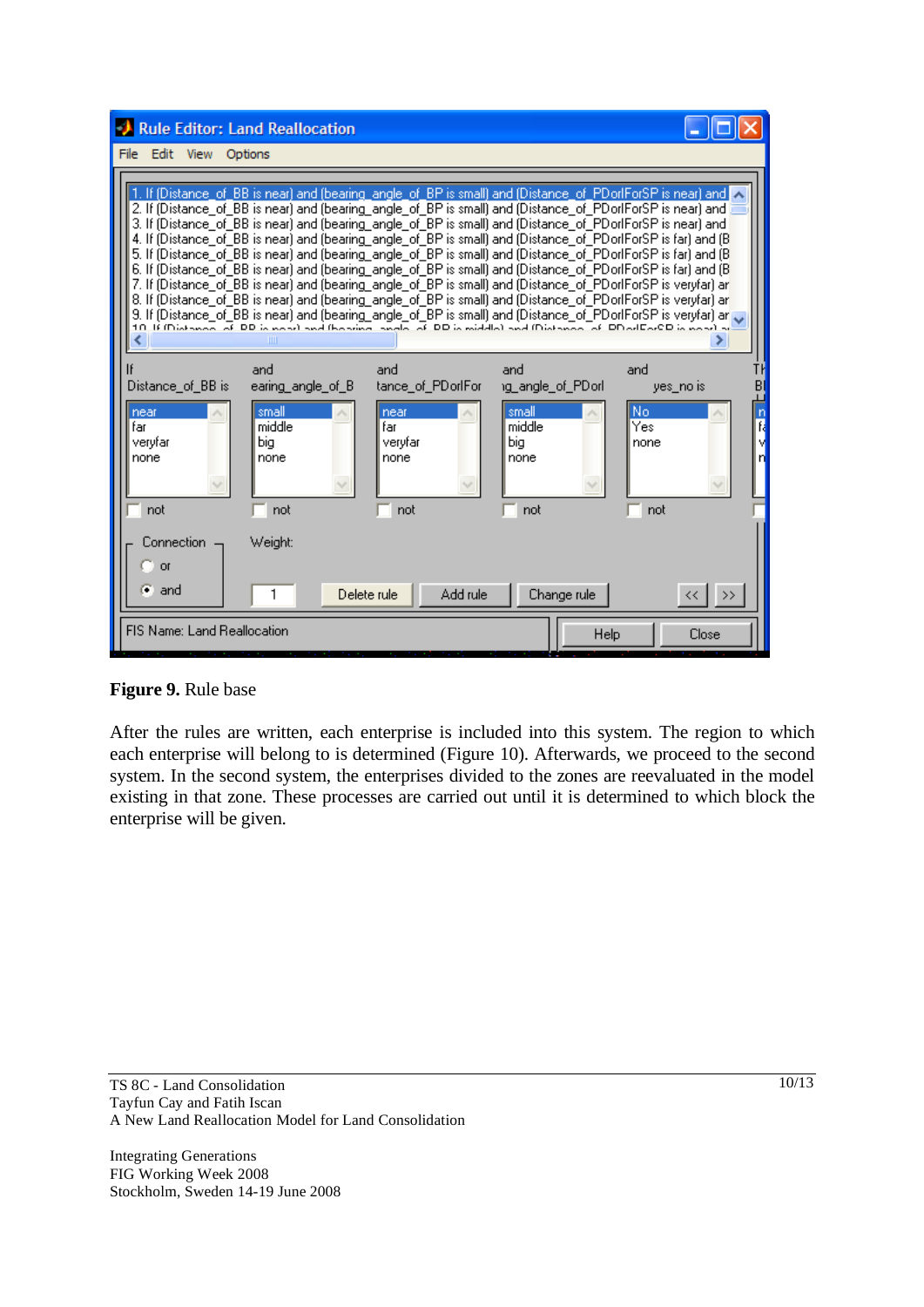**Figure 9.** Rule base

After the rules are written, each enterprise is included into this system. The region to which each enterprise will belong to is determined (Figure 10). Afterwards, we proceed to the second system. In the second system, the enterprises divided to the zones are reevaluated in the model existing in that zone. These processes are carried out until it is determined to which block the enterprise will be given.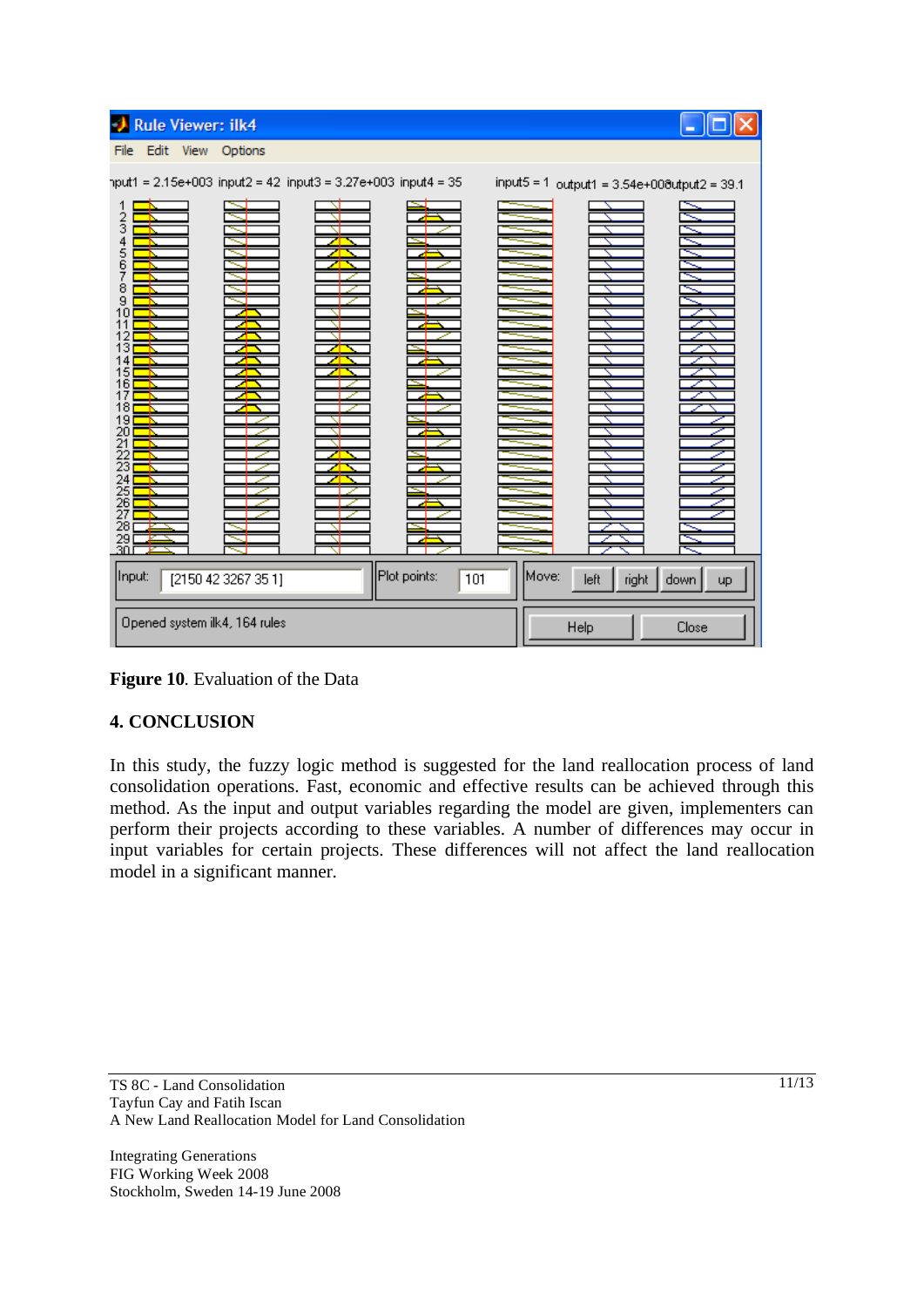Figure 10. Evaluation of the Data

## 4. CONCLUSION

In this study, the fuzzy logic method is suggested for the land reallocation process of land consolidation operations. Fast, economic and effective results can be achieved through this method. As the input and output variables regarding the model are given, implementers can perform their projects according to these variables. A number of differences may occur in input variables for certain projects. These differences will not affect the land reallocation model in a significant manner.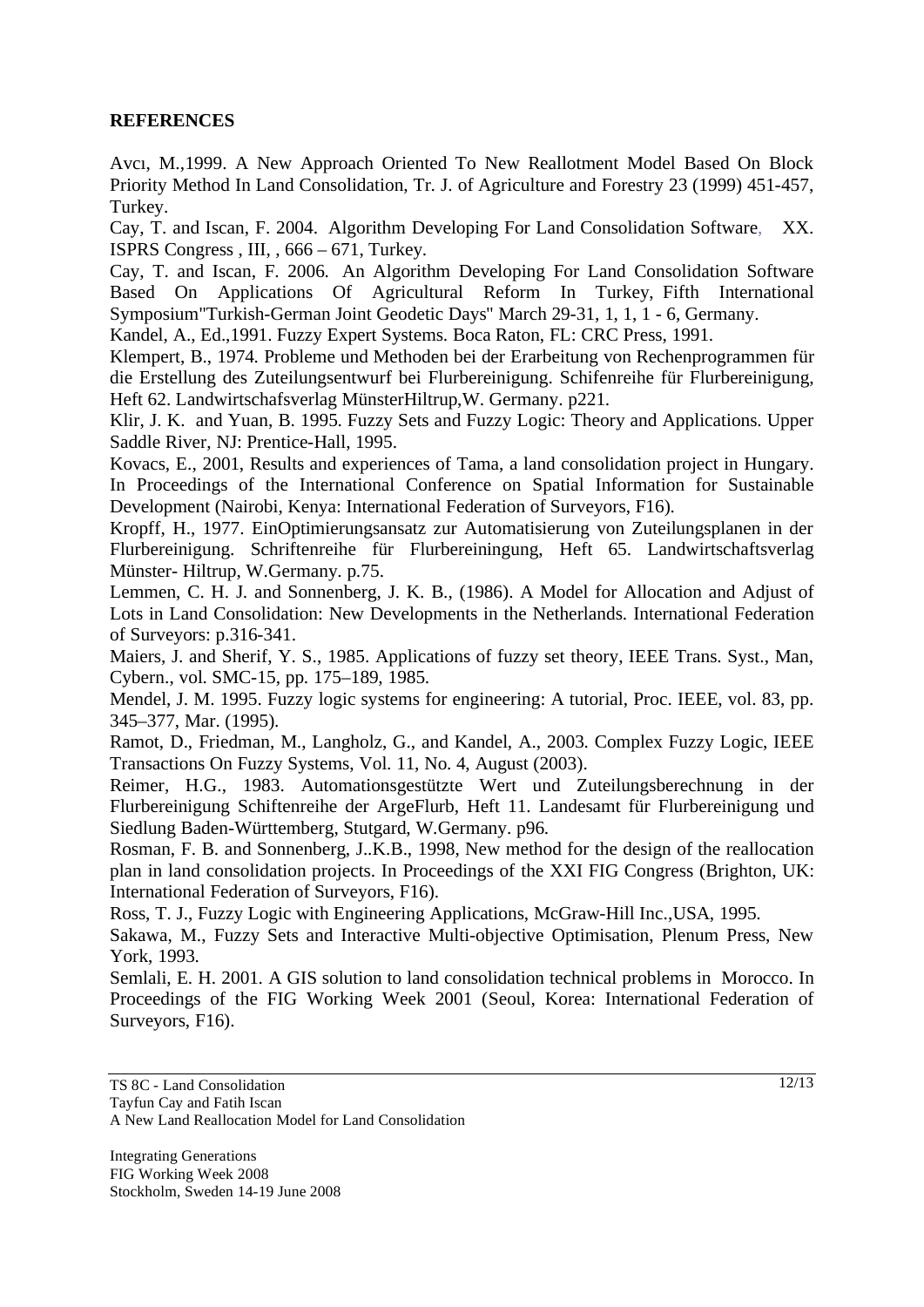**REFERENCES**

Avcı, M.,1999. A New Approach Oriented To New Reallotment Model Based On Block Priority Method In Land Consolidation, Tr. J. of Agriculture and Forestry 23 (1999) 451-457, Turkey.

Cay, T. and Iscan, F. 2004. Algorithm Developing For Land Consolidation Software, XX. ISPRS Congress , III, , 666 – 671, Turkey.

Cay, T. and Iscan, F. 2006. An Algorithm Developing For Land Consolidation Software Based On Applications Of Agricultural Reform In Turkey, Fifth International Symposium"Turkish-German Joint Geodetic Days" March 29-31, 1, 1, 1 - 6, Germany.

Kandel, A., Ed.,1991. Fuzzy Expert Systems. Boca Raton, FL: CRC Press, 1991.

Klempert, B., 1974. Probleme und Methoden bei der Erarbeitung von Rechenprogrammen für die Erstellung des Zuteilungsentwurf bei Flurbereinigung. Schifenreihe für Flurbereinigung, Heft 62. Landwirtschafsverlag MünsterHiltrup,W. Germany. p221.

Klir, J. K. and Yuan, B. 1995. Fuzzy Sets and Fuzzy Logic: Theory and Applications. Upper Saddle River, NJ: Prentice-Hall, 1995.

Kovacs, E., 2001, Results and experiences of Tama, a land consolidation project in Hungary. In Proceedings of the International Conference on Spatial Information for Sustainable Development (Nairobi, Kenya: International Federation of Surveyors, F16).

Kropff, H., 1977. EinOptimierungsansatz zur Automatisierung von Zuteilungsplanen in der Flurbereinigung. Schriftenreihe für Flurbereiningung, Heft 65. Landwirtschaftsverlag Münster- Hiltrup, W.Germany. p.75.

Lemmen, C. H. J. and Sonnenberg, J. K. B., (1986). A Model for Allocation and Adjust of Lots in Land Consolidation: New Developments in the Netherlands. International Federation of Surveyors: p.316-341.

Maiers, J. and Sherif, Y. S., 1985. Applications of fuzzy set theory, IEEE Trans. Syst., Man, Cybern., vol. SMC-15, pp. 175–189, 1985.

Mendel, J. M. 1995. Fuzzy logic systems for engineering: A tutorial, Proc. IEEE, vol. 83, pp. 345–377, Mar. (1995).

Ramot, D., Friedman, M., Langholz, G., and Kandel, A., 2003. Complex Fuzzy Logic, IEEE Transactions On Fuzzy Systems, Vol. 11, No. 4, August (2003).

Reimer, H.G., 1983. Automationsgestützte Wert und Zuteilungsberechnung in der Flurbereinigung Schiftenreihe der ArgeFlurb, Heft 11. Landesamt für Flurbereinigung und Siedlung Baden-Württemberg, Stutgard, W.Germany. p96.

Rosman, F. B. and Sonnenberg, J..K.B., 1998, New method for the design of the reallocation plan in land consolidation projects. In Proceedings of the XXI FIG Congress (Brighton, UK: International Federation of Surveyors, F16).

Ross, T. J., Fuzzy Logic with Engineering Applications, McGraw-Hill Inc.,USA, 1995.

Sakawa, M., Fuzzy Sets and Interactive Multi-objective Optimisation, Plenum Press, New York, 1993.

Semlali, E. H. 2001. A GIS solution to land consolidation technical problems in Morocco. In Proceedings of the FIG Working Week 2001 (Seoul, Korea: International Federation of Surveyors, F16).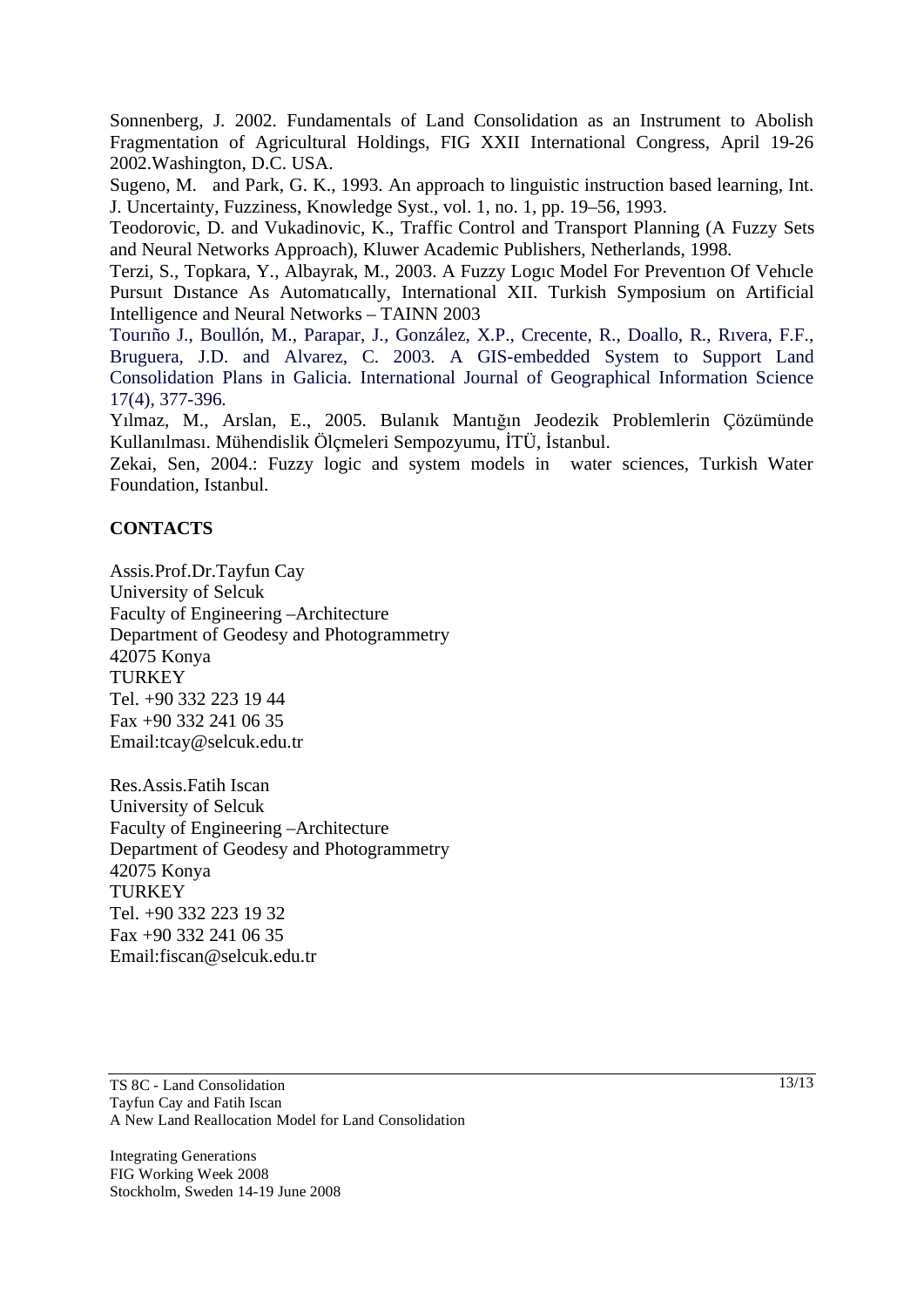Sonnenberg, J. 2002. Fundamentals of Land Consolidation as an Instrument to Abolish Fragmentation of Agricultural Holdings, FIG XXII International Congress, April 19-26 2002.Washington, D.C. USA.

Sugeno, M. and Park, G. K., 1993. An approach to linguistic instruction based learning, Int. J. Uncertainty, Fuzziness, Knowledge Syst., vol. 1, no. 1, pp. 19–56, 1993.

Teodorovic, D. and Vukadinovic, K., Traffic Control and Transport Planning (A Fuzzy Sets and Neural Networks Approach), Kluwer Academic Publishers, Netherlands, 1998.

Terzi, S., Topkara, Y., Albayrak, M., 2003. A Fuzzy Logıc Model For Preventıon Of Vehıcle Pursuıt Dıstance As Automatıcally, International XII. Turkish Symposium on Artificial Intelligence and Neural Networks – TAINN 2003

Touriño J., Boullón, M., Parapar, J., González, X.P., Crecente, R., Doallo, R., Rıvera, F.F., Bruguera, J.D. and Alvarez, C. 2003. A GIS-embedded System to Support Land Consolidation Plans in Galicia. International Journal of Geographical Information Science 17(4), 377-396.

Yılmaz, M., Arslan, E., 2005. Bulanık Mantığın Jeodezik Problemlerin Çözümünde Kullanılması. Mühendislik Ölçmeleri Sempozyumu, İTÜ, İstanbul.

Zekai, Sen, 2004.: Fuzzy logic and system models in water sciences, Turkish Water Foundation, Istanbul.

## CONTACTS

Assis.Prof.Dr.Tayfun Cay  
University of Selcuk  
Faculty of Engineering –Architecture  
Department of Geodesy and Photogrammetry  
42075 Konya  
TURKEY  
Tel. +90 332 223 19 44  
Fax +90 332 241 06 35  
Email:tcay@selcuk.edu.tr

Res.Assis.Fatih Iscan  
University of Selcuk  
Faculty of Engineering –Architecture  
Department of Geodesy and Photogrammetry  
42075 Konya  
TURKEY  
Tel. +90 332 223 19 32  
Fax +90 332 241 06 35  
Email:fiscan@selcuk.edu.tr